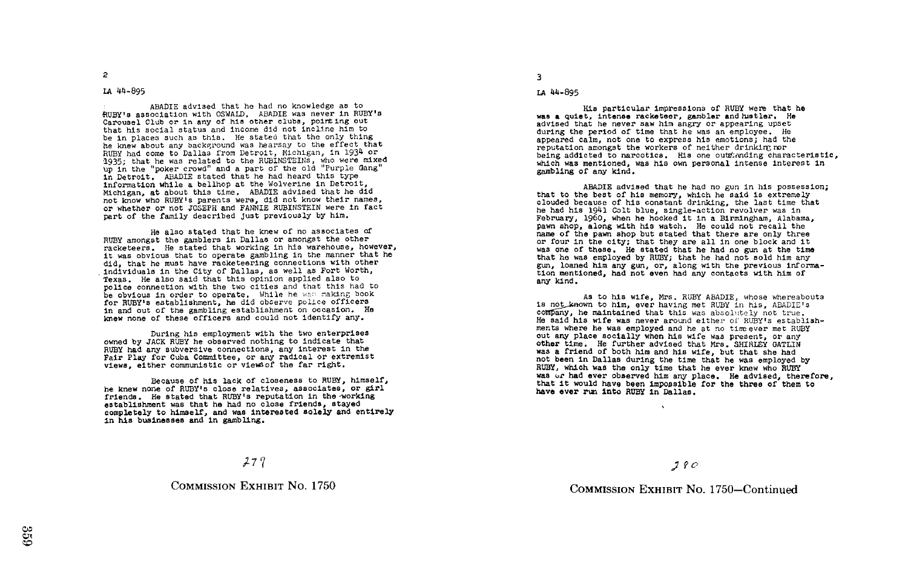LA 44-895

ABADIE advised that he had no knowledge as to RUBY's association with OSWALD. ABADIE was never in RUBY's Carousel Club or in any of his other clubs, pointing out that his social status and income did not incline him to be in places such as this. He stated that the only thing he knew about any background was hearsay to the effect that RUBY had come to Dallas from Detroit, Michigan, in 1934 or 1935; that he was related to the RUBINSTEINs, who were mixed up in the "poker crowd" and a part of the old "Purple Gang" in Detroit. ABADIE stated that he had heard this type information while a bellhop at the Wolverine in Detroit, Michigan, at about this time. ABADIE advised that he did not know who RUBY's parents were, did not know their names, or whether or not JOSEPH and FANNIE RUBINSTEIN were in fact part of the family described just previously by him.

He also stated that he knew of no associates of RUBY amongst the gamblers in Dallas or amongst the other racketeers. He stated that working in his warehouse, however, it was obvious that to operate gambling in the manner that he did, that he must have racketeering connections with other individuals in the City of Dallas, as well as Fort Worth, Texas. He also said that this opinion applied also to police connection with the two cities and that this had to be obvious in order to operate. While he was making book for RUBY's establishment, he did observe police officers in and out of the gambling establishment on occasion. He knew none of these officers and could not identify any.

During his employment with the two enterprises owned by JACK RUBY he observed nothing to indicate that RUBY had any subversive connections, any interest in the Fair Play for Cuba Committee, or any radical or extremist views, either communistic or views of the far right.

Because of his lack of closeness to RUBY, himself, he knew none of RUBY's close relatives, associates, or girl friends. He stated that RUBY's reputation in the working establishment was that he had no close friends, stayed completely to himself, and was interested solely and entirely in his businesses and in gambling.

279

COMMISSION EXHIBIT No. 1750

LA 44-895

His particular impressions of RUBY were that he was a quiet, intense racketeer, gambler and hustler. He advised that he never saw him angry or appearing upset during the period of time that he was an employee. He appeared calm, not one to express his emotions; had the reputation amongst the workers of neither drinking nor being addicted to narcotics. His one outstanding characteristic, which was mentioned, was his own personal intense interest in gambling of any kind.

ABADIE advised that he had no gun in his possession; that to the best of his memory, which he said is extremely clouded because of his constant drinking, the last time that he had his 1941 Colt blue, single-action revolver was in February, 1960, when he hocked it in a Birmingham, Alabama, pawn shop, along with his watch. He could not recall the name of the pawn shop but stated that there are only three or four in the city; that they are all in one block and it was one of these. He stated that he had no gun at the time that he was employed by RUBY; that he had not sold him any gun, loaned him any gun, or, along with the previous information mentioned, had not even had any contacts with him of any kind.

As to his wife, Mrs. RUBY ABADIE, whose whereabouts is not known to him, ever having met RUBY in his, ABADIE's company, he maintained that this was absolutely not true. He said his wife was never around either of RUBY's establishments where he was employed and he at no time ever met RUBY out any place socially when his wife was present, or any other time. He further advised that Mrs. SHIRLEY GATLIN was a friend of both him and his wife, but that she had not been in Dallas during the time that he was employed by RUBY, which was the only time that he ever knew who RUBY was or had ever observed him any place. He advised, therefore, that it would have been impossible for the three of them to have ever run into RUBY in Dallas.

280

COMMISSION EXHIBIT No. 1750—Continued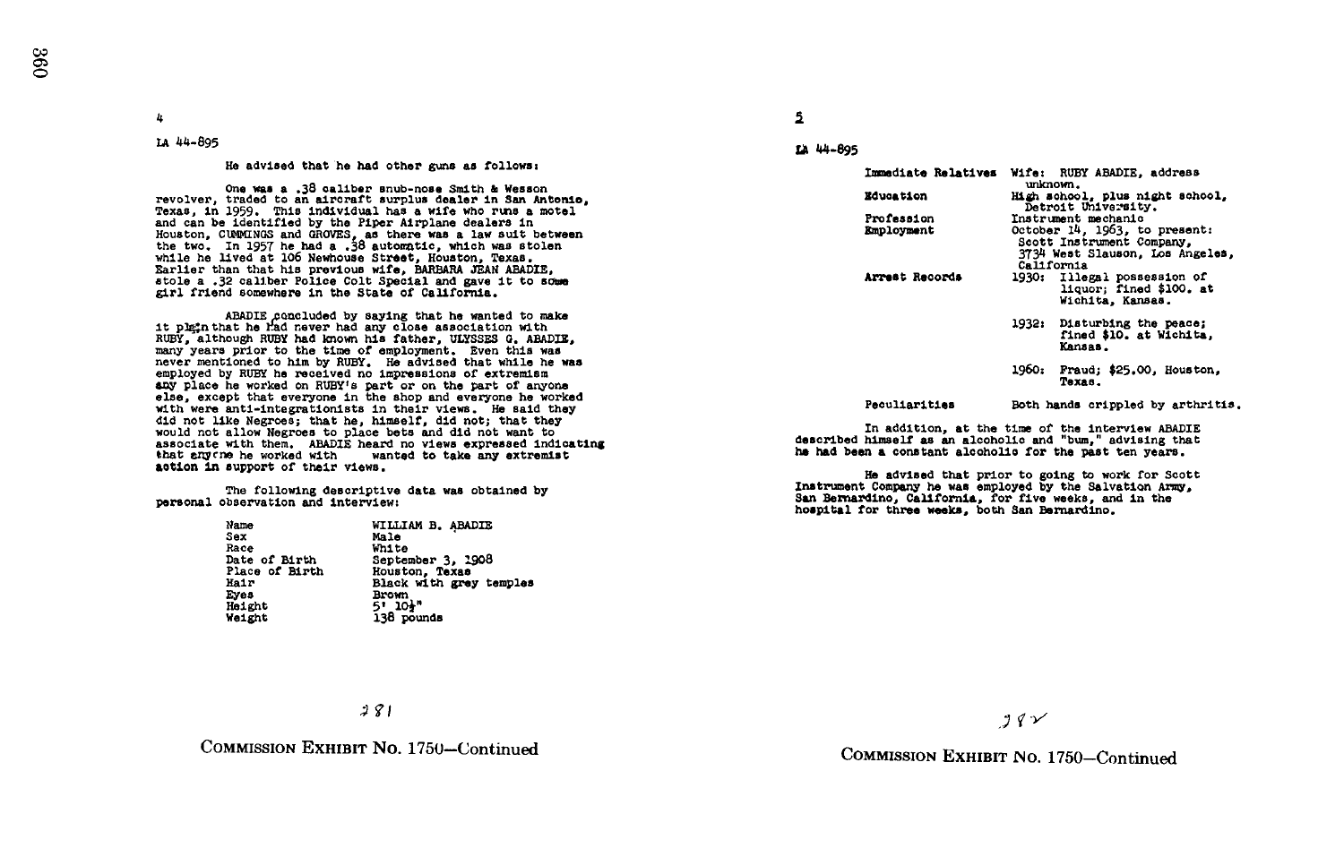LA 44-895

He advised that he had other guns as follows:

One was a .38 caliber snub-nose Smith & Wesson revolver, traded to an aircraft surplus dealer in San Antonio, Texas, in 1959. This individual has a wife who runs a motel and can be identified by the Piper Airplane dealers in Houston, CUMMINGS and GROVES, as there was a law suit between the two. In 1957 he had a .38 automatic, which was stolen while he lived at 106 Newhouse Street, Houston, Texas. Earlier than that his previous wife, BARBARA JEAN ABADIE, stole a .32 caliber Police Colt Special and gave it to some girl friend somewhere in the State of California.

ABADIE concluded by saying that he wanted to make it plain that he had never had any close association with RUBY, although RUBY had known his father, ULYSSES G. ABADIE, many years prior to the time of employment. Even this was never mentioned to him by RUBY. He advised that while he was employed by RUBY he received no impressions of extremism any place he worked on RUBY's part or on the part of anyone else, except that everyone in the shop and everyone he worked with were anti-integrationists in their views. He said they did not like Negroes; that he, himself, did not; that they would not allow Negroes to place bets and did not want to associate with them. ABADIE heard no views expressed indicating that anyone he worked with wanted to take any extremist action in support of their views.

The following descriptive data was obtained by personal observation and interview:

| | |
|---|---|
| Name | WILLIAM B. ABADIE |
| Sex | Male |
| Race | White |
| Date of Birth | September 3, 1908 |
| Place of Birth | Houston, Texas |
| Hair | Black with grey temples |
| Eyes | Brown |
| Height | 5' 10½" |
| Weight | 138 pounds |

281

COMMISSION EXHIBIT No. 1750—Continued

5

LA 44-895

| | |
|---|---|
| Immediate Relatives | Wife: RUBY ABADIE, address unknown. |
| Education | High school, plus night school, Detroit University. |
| Profession | Instrument mechanic |
| Employment | October 14, 1963, to present: Scott Instrument Company, 3734 West Slauson, Los Angeles, California |
| Arrest Records | 1930: Illegal possession of liquor; fined $100. at Wichita, Kansas. |
| | 1932: Disturbing the peace; fined $10. at Wichita, Kansas. |
| | 1960: Fraud; $25.00, Houston, Texas. |
| Peculiarities | Both hands crippled by arthritis. |

In addition, at the time of the interview ABADIE described himself as an alcoholic and "bum," advising that he had been a constant alcoholic for the past ten years.

He advised that prior to going to work for Scott Instrument Company he was employed by the Salvation Army, San Bernardino, California, for five weeks, and in the hospital for three weeks, both San Bernardino.

282

COMMISSION EXHIBIT No. 1750—Continued